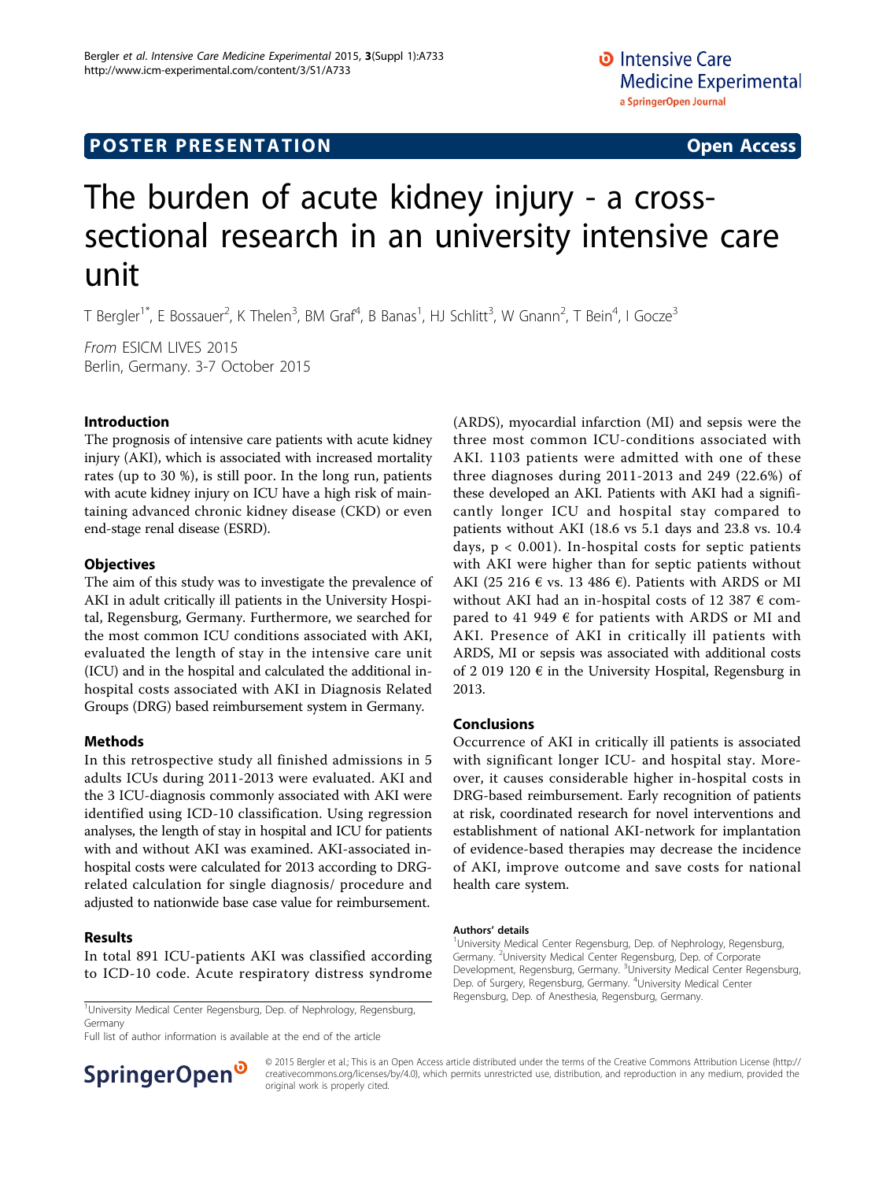POSTER PRESENTATION Open Access

# The burden of acute kidney injury - a cross-sectional research in an university intensive care unit

T Bergler[1*], E Bossauer[2], K Thelen[3], BM Graf[4], B Banas[1], HJ Schlitt[3], W Gnann[2], T Bein[4], I Gocze[3]

*From* ESICM LIVES 2015
Berlin, Germany. 3-7 October 2015

## Introduction

The prognosis of intensive care patients with acute kidney injury (AKI), which is associated with increased mortality rates (up to 30 %), is still poor. In the long run, patients with acute kidney injury on ICU have a high risk of maintaining advanced chronic kidney disease (CKD) or even end-stage renal disease (ESRD).

## Objectives

The aim of this study was to investigate the prevalence of AKI in adult critically ill patients in the University Hospital, Regensburg, Germany. Furthermore, we searched for the most common ICU conditions associated with AKI, evaluated the length of stay in the intensive care unit (ICU) and in the hospital and calculated the additional in-hospital costs associated with AKI in Diagnosis Related Groups (DRG) based reimbursement system in Germany.

## Methods

In this retrospective study all finished admissions in 5 adults ICUs during 2011-2013 were evaluated. AKI and the 3 ICU-diagnosis commonly associated with AKI were identified using ICD-10 classification. Using regression analyses, the length of stay in hospital and ICU for patients with and without AKI was examined. AKI-associated in-hospital costs were calculated for 2013 according to DRG-related calculation for single diagnosis/ procedure and adjusted to nationwide base case value for reimbursement.

## Results

In total 891 ICU-patients AKI was classified according to ICD-10 code. Acute respiratory distress syndrome (ARDS), myocardial infarction (MI) and sepsis were the three most common ICU-conditions associated with AKI. 1103 patients were admitted with one of these three diagnoses during 2011-2013 and 249 (22.6%) of these developed an AKI. Patients with AKI had a significantly longer ICU and hospital stay compared to patients without AKI (18.6 vs 5.1 days and 23.8 vs. 10.4 days, $p < 0.001$). In-hospital costs for septic patients with AKI were higher than for septic patients without AKI (25 216 € vs. 13 486 €). Patients with ARDS or MI without AKI had an in-hospital costs of 12 387 € compared to 41 949 € for patients with ARDS or MI and AKI. Presence of AKI in critically ill patients with ARDS, MI or sepsis was associated with additional costs of 2 019 120 € in the University Hospital, Regensburg in 2013.

## Conclusions

Occurrence of AKI in critically ill patients is associated with significant longer ICU- and hospital stay. Moreover, it causes considerable higher in-hospital costs in DRG-based reimbursement. Early recognition of patients at risk, coordinated research for novel interventions and establishment of national AKI-network for implantation of evidence-based therapies may decrease the incidence of AKI, improve outcome and save costs for national health care system.

### Authors' details

[1]University Medical Center Regensburg, Dep. of Nephrology, Regensburg, Germany. [2]University Medical Center Regensburg, Dep. of Corporate Development, Regensburg, Germany. [3]University Medical Center Regensburg, Dep. of Surgery, Regensburg, Germany. [4]University Medical Center Regensburg, Dep. of Anesthesia, Regensburg, Germany.

[1]University Medical Center Regensburg, Dep. of Nephrology, Regensburg, Germany
Full list of author information is available at the end of the article

© 2015 Bergler et al.; This is an Open Access article distributed under the terms of the Creative Commons Attribution License (http://creativecommons.org/licenses/by/4.0), which permits unrestricted use, distribution, and reproduction in any medium, provided the original work is properly cited.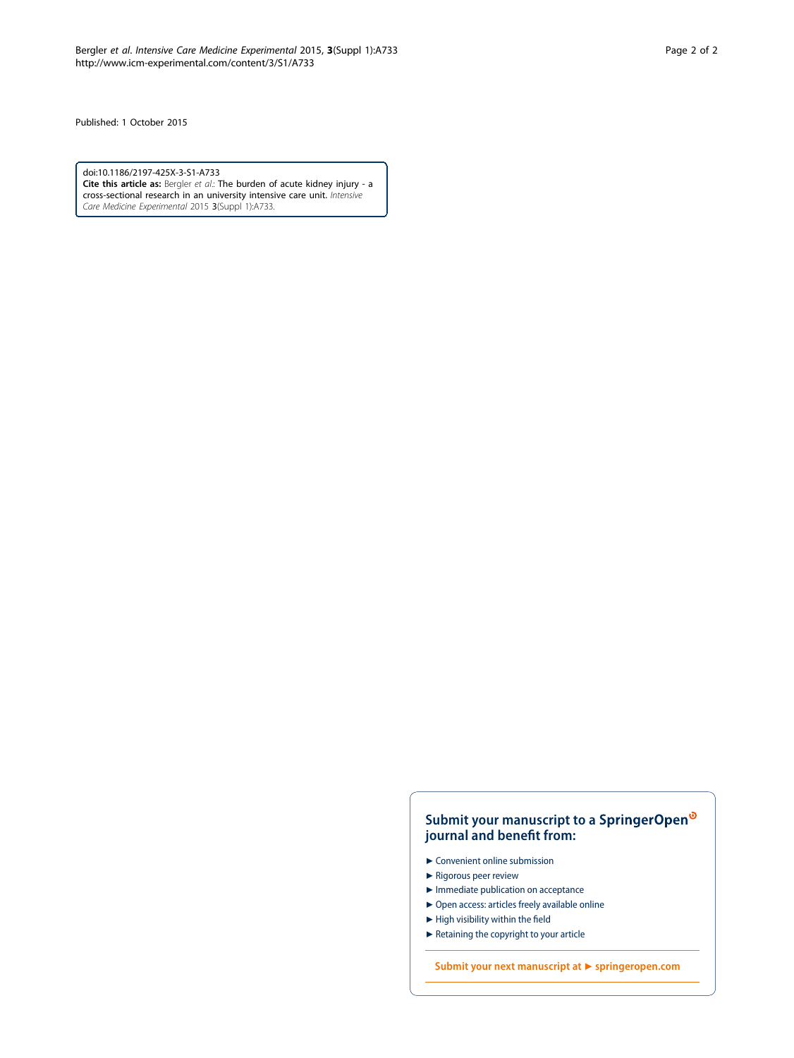Published: 1 October 2015

doi:10.1186/2197-425X-3-S1-A733
**Cite this article as:** Bergler *et al.*: The burden of acute kidney injury - a cross-sectional research in an university intensive care unit. *Intensive Care Medicine Experimental* 2015 **3**(Suppl 1):A733.

**Submit your manuscript to a SpringerOpen journal and benefit from:**

- ► Convenient online submission
- ► Rigorous peer review
- ► Immediate publication on acceptance
- ► Open access: articles freely available online
- ► High visibility within the field
- ► Retaining the copyright to your article

**Submit your next manuscript at ► springeropen.com**